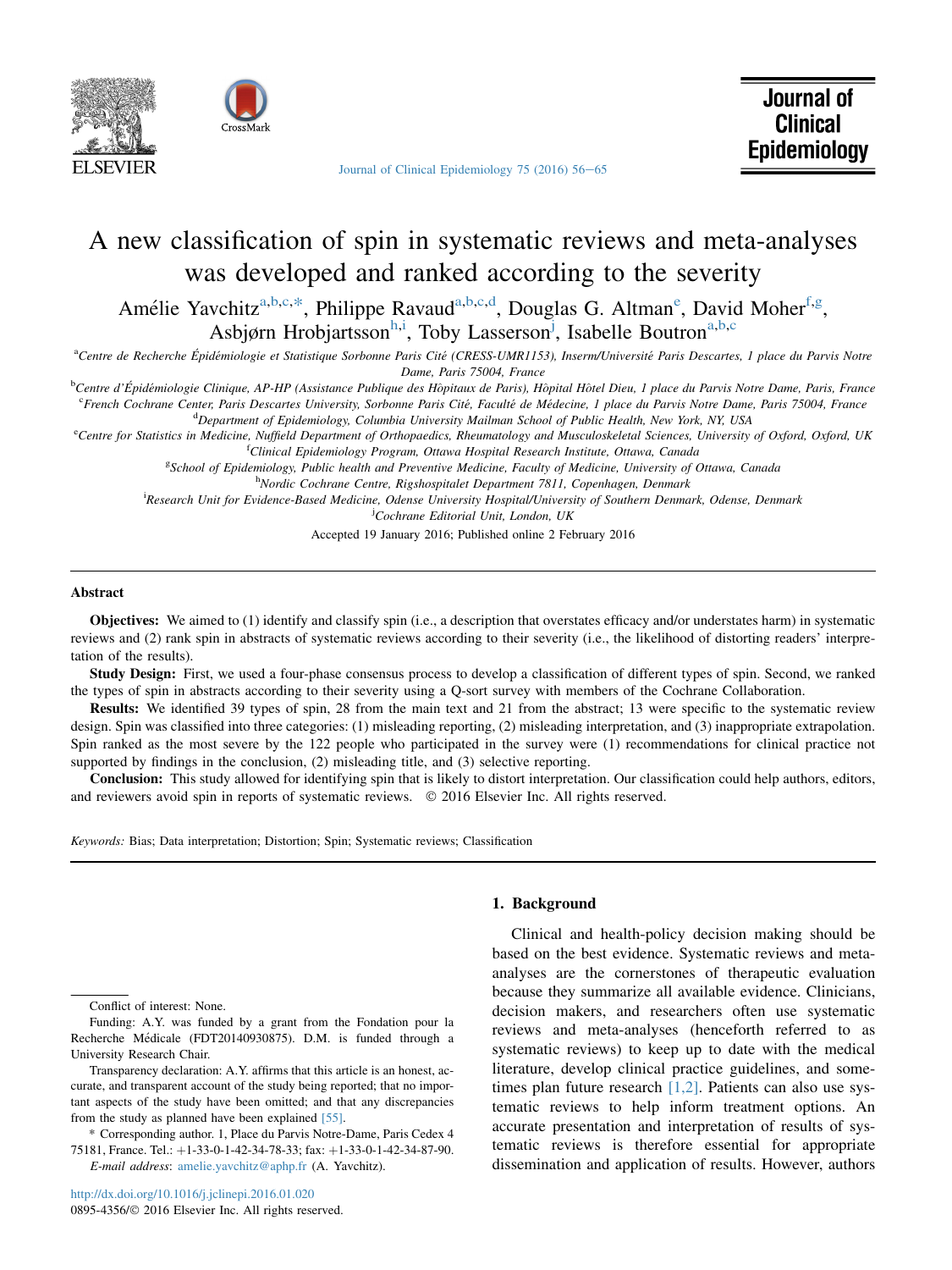# A new classification of spin in systematic reviews and meta-analyses was developed and ranked according to the severity

Amélie Yavchitz[a,b,c,*], Philippe Ravaud[a,b,c,d], Douglas G. Altman[e], David Moher[f,g], Asbjørn Hrobjartsson[h,i], Toby Lasserson[j], Isabelle Boutron[a,b,c]

[a]Centre de Recherche Épidémiologie et Statistique Sorbonne Paris Cité (CRESS-UMR1153), Inserm/Université Paris Descartes, 1 place du Parvis Notre Dame, Paris 75004, France

[b]Centre d'Épidémiologie Clinique, AP-HP (Assistance Publique des Hôpitaux de Paris), Hôpital Hôtel Dieu, 1 place du Parvis Notre Dame, Paris, France

[c]French Cochrane Center, Paris Descartes University, Sorbonne Paris Cité, Faculté de Médecine, 1 place du Parvis Notre Dame, Paris 75004, France

[d]Department of Epidemiology, Columbia University Mailman School of Public Health, New York, NY, USA

[e]Centre for Statistics in Medicine, Nuffield Department of Orthopaedics, Rheumatology and Musculoskeletal Sciences, University of Oxford, Oxford, UK

[f]Clinical Epidemiology Program, Ottawa Hospital Research Institute, Ottawa, Canada

[g]School of Epidemiology, Public health and Preventive Medicine, Faculty of Medicine, University of Ottawa, Canada

[h]Nordic Cochrane Centre, Rigshospitalet Department 7811, Copenhagen, Denmark

[i]Research Unit for Evidence-Based Medicine, Odense University Hospital/University of Southern Denmark, Odense, Denmark

[j]Cochrane Editorial Unit, London, UK

Accepted 19 January 2016; Published online 2 February 2016

## Abstract

**Objectives:** We aimed to (1) identify and classify spin (i.e., a description that overstates efficacy and/or understates harm) in systematic reviews and (2) rank spin in abstracts of systematic reviews according to their severity (i.e., the likelihood of distorting readers' interpretation of the results).

**Study Design:** First, we used a four-phase consensus process to develop a classification of different types of spin. Second, we ranked the types of spin in abstracts according to their severity using a Q-sort survey with members of the Cochrane Collaboration.

**Results:** We identified 39 types of spin, 28 from the main text and 21 from the abstract; 13 were specific to the systematic review design. Spin was classified into three categories: (1) misleading reporting, (2) misleading interpretation, and (3) inappropriate extrapolation. Spin ranked as the most severe by the 122 people who participated in the survey were (1) recommendations for clinical practice not supported by findings in the conclusion, (2) misleading title, and (3) selective reporting.

**Conclusion:** This study allowed for identifying spin that is likely to distort interpretation. Our classification could help authors, editors, and reviewers avoid spin in reports of systematic reviews. © 2016 Elsevier Inc. All rights reserved.

*Keywords:* Bias; Data interpretation; Distortion; Spin; Systematic reviews; Classification

## 1. Background

Clinical and health-policy decision making should be based on the best evidence. Systematic reviews and meta-analyses are the cornerstones of therapeutic evaluation because they summarize all available evidence. Clinicians, decision makers, and researchers often use systematic reviews and meta-analyses (henceforth referred to as systematic reviews) to keep up to date with the medical literature, develop clinical practice guidelines, and sometimes plan future research [1,2]. Patients can also use systematic reviews to help inform treatment options. An accurate presentation and interpretation of results of systematic reviews is therefore essential for appropriate dissemination and application of results. However, authors

---

Conflict of interest: None.

Funding: A.Y. was funded by a grant from the Fondation pour la Recherche Médicale (FDT20140930875). D.M. is funded through a University Research Chair.

Transparency declaration: A.Y. affirms that this article is an honest, accurate, and transparent account of the study being reported; that no important aspects of the study have been omitted; and that any discrepancies from the study as planned have been explained [55].

\* Corresponding author. 1, Place du Parvis Notre-Dame, Paris Cedex 4 75181, France. Tel.: +1-33-0-1-42-34-78-33; fax: +1-33-0-1-42-34-87-90.

*E-mail address*: amelie.yavchitz@aphp.fr (A. Yavchitz).

http://dx.doi.org/10.1016/j.jclinepi.2016.01.020

0895-4356/© 2016 Elsevier Inc. All rights reserved.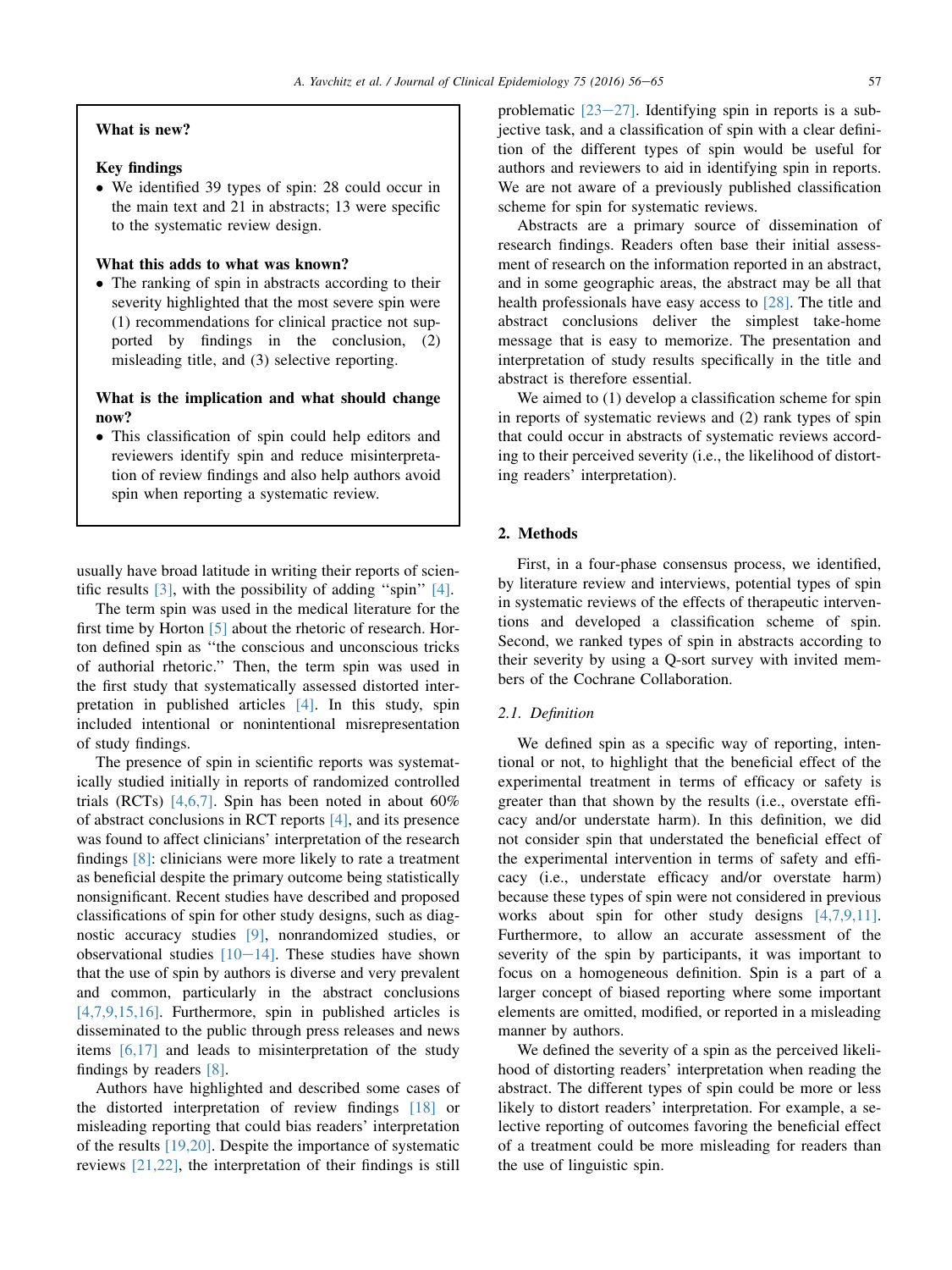**What is new?**

**Key findings**

- We identified 39 types of spin: 28 could occur in the main text and 21 in abstracts; 13 were specific to the systematic review design.

**What this adds to what was known?**

- The ranking of spin in abstracts according to their severity highlighted that the most severe spin were (1) recommendations for clinical practice not supported by findings in the conclusion, (2) misleading title, and (3) selective reporting.

**What is the implication and what should change now?**

- This classification of spin could help editors and reviewers identify spin and reduce misinterpretation of review findings and also help authors avoid spin when reporting a systematic review.

usually have broad latitude in writing their reports of scientific results [3], with the possibility of adding ''spin'' [4].

The term spin was used in the medical literature for the first time by Horton [5] about the rhetoric of research. Horton defined spin as ''the conscious and unconscious tricks of authorial rhetoric.'' Then, the term spin was used in the first study that systematically assessed distorted interpretation in published articles [4]. In this study, spin included intentional or nonintentional misrepresentation of study findings.

The presence of spin in scientific reports was systematically studied initially in reports of randomized controlled trials (RCTs) [4,6,7]. Spin has been noted in about 60% of abstract conclusions in RCT reports [4], and its presence was found to affect clinicians' interpretation of the research findings [8]: clinicians were more likely to rate a treatment as beneficial despite the primary outcome being statistically nonsignificant. Recent studies have described and proposed classifications of spin for other study designs, such as diagnostic accuracy studies [9], nonrandomized studies, or observational studies [10−14]. These studies have shown that the use of spin by authors is diverse and very prevalent and common, particularly in the abstract conclusions [4,7,9,15,16]. Furthermore, spin in published articles is disseminated to the public through press releases and news items [6,17] and leads to misinterpretation of the study findings by readers [8].

Authors have highlighted and described some cases of the distorted interpretation of review findings [18] or misleading reporting that could bias readers' interpretation of the results [19,20]. Despite the importance of systematic reviews [21,22], the interpretation of their findings is still problematic [23−27]. Identifying spin in reports is a subjective task, and a classification of spin with a clear definition of the different types of spin would be useful for authors and reviewers to aid in identifying spin in reports. We are not aware of a previously published classification scheme for spin for systematic reviews.

Abstracts are a primary source of dissemination of research findings. Readers often base their initial assessment of research on the information reported in an abstract, and in some geographic areas, the abstract may be all that health professionals have easy access to [28]. The title and abstract conclusions deliver the simplest take-home message that is easy to memorize. The presentation and interpretation of study results specifically in the title and abstract is therefore essential.

We aimed to (1) develop a classification scheme for spin in reports of systematic reviews and (2) rank types of spin that could occur in abstracts of systematic reviews according to their perceived severity (i.e., the likelihood of distorting readers' interpretation).

## 2. Methods

First, in a four-phase consensus process, we identified, by literature review and interviews, potential types of spin in systematic reviews of the effects of therapeutic interventions and developed a classification scheme of spin. Second, we ranked types of spin in abstracts according to their severity by using a Q-sort survey with invited members of the Cochrane Collaboration.

### 2.1. Definition

We defined spin as a specific way of reporting, intentional or not, to highlight that the beneficial effect of the experimental treatment in terms of efficacy or safety is greater than that shown by the results (i.e., overstate efficacy and/or understate harm). In this definition, we did not consider spin that understated the beneficial effect of the experimental intervention in terms of safety and efficacy (i.e., understate efficacy and/or overstate harm) because these types of spin were not considered in previous works about spin for other study designs [4,7,9,11]. Furthermore, to allow an accurate assessment of the severity of the spin by participants, it was important to focus on a homogeneous definition. Spin is a part of a larger concept of biased reporting where some important elements are omitted, modified, or reported in a misleading manner by authors.

We defined the severity of a spin as the perceived likelihood of distorting readers' interpretation when reading the abstract. The different types of spin could be more or less likely to distort readers' interpretation. For example, a selective reporting of outcomes favoring the beneficial effect of a treatment could be more misleading for readers than the use of linguistic spin.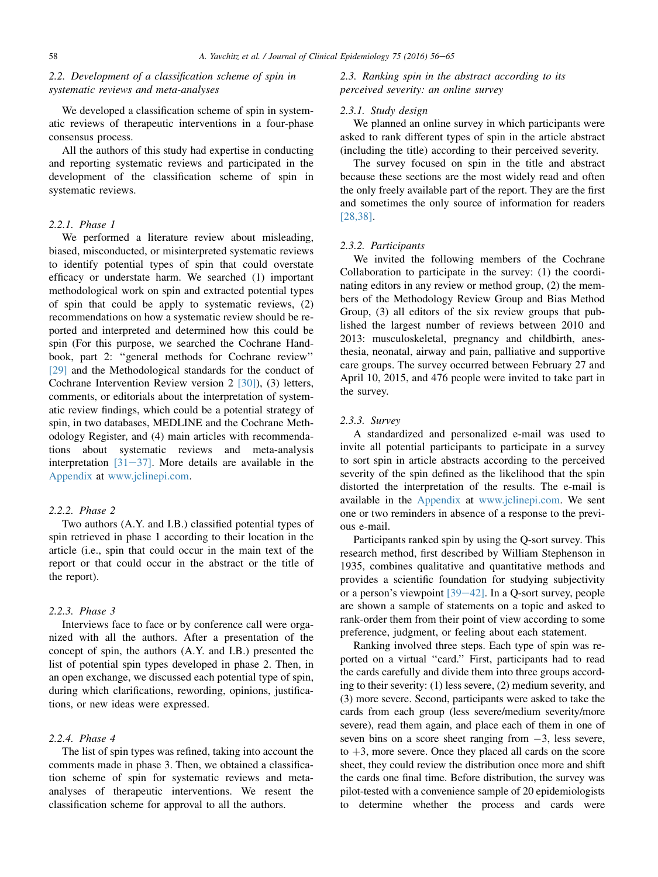### 2.2. Development of a classification scheme of spin in systematic reviews and meta-analyses

We developed a classification scheme of spin in systematic reviews of therapeutic interventions in a four-phase consensus process.

All the authors of this study had expertise in conducting and reporting systematic reviews and participated in the development of the classification scheme of spin in systematic reviews.

#### 2.2.1. Phase 1

We performed a literature review about misleading, biased, misconducted, or misinterpreted systematic reviews to identify potential types of spin that could overstate efficacy or understate harm. We searched (1) important methodological work on spin and extracted potential types of spin that could be apply to systematic reviews, (2) recommendations on how a systematic review should be reported and interpreted and determined how this could be spin (For this purpose, we searched the Cochrane Handbook, part 2: "general methods for Cochrane review" [29] and the Methodological standards for the conduct of Cochrane Intervention Review version 2 [30]), (3) letters, comments, or editorials about the interpretation of systematic review findings, which could be a potential strategy of spin, in two databases, MEDLINE and the Cochrane Methodology Register, and (4) main articles with recommendations about systematic reviews and meta-analysis interpretation [31–37]. More details are available in the Appendix at www.jclinepi.com.

#### 2.2.2. Phase 2

Two authors (A.Y. and I.B.) classified potential types of spin retrieved in phase 1 according to their location in the article (i.e., spin that could occur in the main text of the report or that could occur in the abstract or the title of the report).

#### 2.2.3. Phase 3

Interviews face to face or by conference call were organized with all the authors. After a presentation of the concept of spin, the authors (A.Y. and I.B.) presented the list of potential spin types developed in phase 2. Then, in an open exchange, we discussed each potential type of spin, during which clarifications, rewording, opinions, justifications, or new ideas were expressed.

#### 2.2.4. Phase 4

The list of spin types was refined, taking into account the comments made in phase 3. Then, we obtained a classification scheme of spin for systematic reviews and meta-analyses of therapeutic interventions. We resent the classification scheme for approval to all the authors.

### 2.3. Ranking spin in the abstract according to its perceived severity: an online survey

#### 2.3.1. Study design

We planned an online survey in which participants were asked to rank different types of spin in the article abstract (including the title) according to their perceived severity.

The survey focused on spin in the title and abstract because these sections are the most widely read and often the only freely available part of the report. They are the first and sometimes the only source of information for readers [28,38].

#### 2.3.2. Participants

We invited the following members of the Cochrane Collaboration to participate in the survey: (1) the coordinating editors in any review or method group, (2) the members of the Methodology Review Group and Bias Method Group, (3) all editors of the six review groups that published the largest number of reviews between 2010 and 2013: musculoskeletal, pregnancy and childbirth, anesthesia, neonatal, airway and pain, palliative and supportive care groups. The survey occurred between February 27 and April 10, 2015, and 476 people were invited to take part in the survey.

#### 2.3.3. Survey

A standardized and personalized e-mail was used to invite all potential participants to participate in a survey to sort spin in article abstracts according to the perceived severity of the spin defined as the likelihood that the spin distorted the interpretation of the results. The e-mail is available in the Appendix at www.jclinepi.com. We sent one or two reminders in absence of a response to the previous e-mail.

Participants ranked spin by using the Q-sort survey. This research method, first described by William Stephenson in 1935, combines qualitative and quantitative methods and provides a scientific foundation for studying subjectivity or a person's viewpoint [39–42]. In a Q-sort survey, people are shown a sample of statements on a topic and asked to rank-order them from their point of view according to some preference, judgment, or feeling about each statement.

Ranking involved three steps. Each type of spin was reported on a virtual "card." First, participants had to read the cards carefully and divide them into three groups according to their severity: (1) less severe, (2) medium severity, and (3) more severe. Second, participants were asked to take the cards from each group (less severe/medium severity/more severe), read them again, and place each of them in one of seven bins on a score sheet ranging from $-3$, less severe, to $+3$, more severe. Once they placed all cards on the score sheet, they could review the distribution once more and shift the cards one final time. Before distribution, the survey was pilot-tested with a convenience sample of 20 epidemiologists to determine whether the process and cards were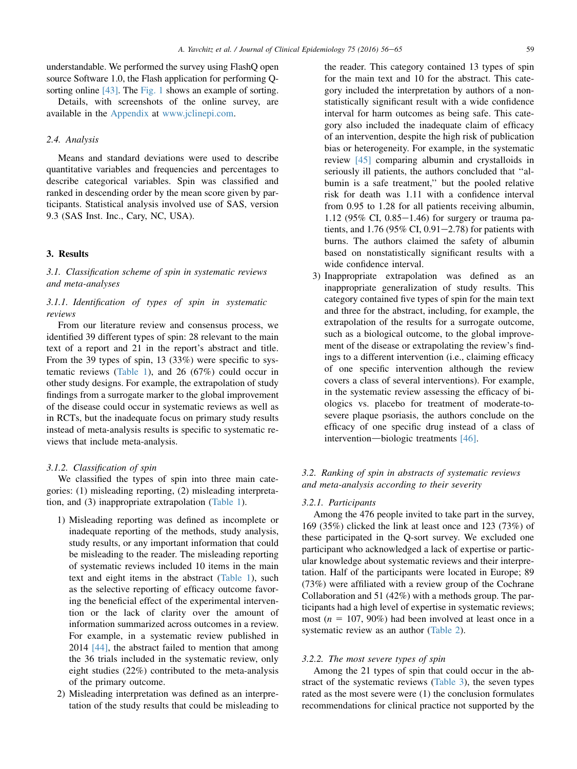understandable. We performed the survey using FlashQ open source Software 1.0, the Flash application for performing Q-sorting online [43]. The Fig. 1 shows an example of sorting.

Details, with screenshots of the online survey, are available in the Appendix at www.jclinepi.com.

### 2.4. Analysis

Means and standard deviations were used to describe quantitative variables and frequencies and percentages to describe categorical variables. Spin was classified and ranked in descending order by the mean score given by participants. Statistical analysis involved use of SAS, version 9.3 (SAS Inst. Inc., Cary, NC, USA).

## 3. Results

### 3.1. Classification scheme of spin in systematic reviews and meta-analyses

#### 3.1.1. Identification of types of spin in systematic reviews

From our literature review and consensus process, we identified 39 different types of spin: 28 relevant to the main text of a report and 21 in the report's abstract and title. From the 39 types of spin, 13 (33%) were specific to systematic reviews (Table 1), and 26 (67%) could occur in other study designs. For example, the extrapolation of study findings from a surrogate marker to the global improvement of the disease could occur in systematic reviews as well as in RCTs, but the inadequate focus on primary study results instead of meta-analysis results is specific to systematic reviews that include meta-analysis.

#### 3.1.2. Classification of spin

We classified the types of spin into three main categories: (1) misleading reporting, (2) misleading interpretation, and (3) inappropriate extrapolation (Table 1).

1) Misleading reporting was defined as incomplete or inadequate reporting of the methods, study analysis, study results, or any important information that could be misleading to the reader. The misleading reporting of systematic reviews included 10 items in the main text and eight items in the abstract (Table 1), such as the selective reporting of efficacy outcome favoring the beneficial effect of the experimental intervention or the lack of clarity over the amount of information summarized across outcomes in a review. For example, in a systematic review published in 2014 [44], the abstract failed to mention that among the 36 trials included in the systematic review, only eight studies (22%) contributed to the meta-analysis of the primary outcome.
2) Misleading interpretation was defined as an interpretation of the study results that could be misleading to the reader. This category contained 13 types of spin for the main text and 10 for the abstract. This category included the interpretation by authors of a non-statistically significant result with a wide confidence interval for harm outcomes as being safe. This category also included the inadequate claim of efficacy of an intervention, despite the high risk of publication bias or heterogeneity. For example, in the systematic review [45] comparing albumin and crystalloids in seriously ill patients, the authors concluded that "albumin is a safe treatment," but the pooled relative risk for death was 1.11 with a confidence interval from 0.95 to 1.28 for all patients receiving albumin, 1.12 (95% CI, 0.85−1.46) for surgery or trauma patients, and 1.76 (95% CI, 0.91−2.78) for patients with burns. The authors claimed the safety of albumin based on nonstatistically significant results with a wide confidence interval.
3) Inappropriate extrapolation was defined as an inappropriate generalization of study results. This category contained five types of spin for the main text and three for the abstract, including, for example, the extrapolation of the results for a surrogate outcome, such as a biological outcome, to the global improvement of the disease or extrapolating the review's findings to a different intervention (i.e., claiming efficacy of one specific intervention although the review covers a class of several interventions). For example, in the systematic review assessing the efficacy of biologics vs. placebo for treatment of moderate-to-severe plaque psoriasis, the authors conclude on the efficacy of one specific drug instead of a class of intervention—biologic treatments [46].

### 3.2. Ranking of spin in abstracts of systematic reviews and meta-analysis according to their severity

#### 3.2.1. Participants

Among the 476 people invited to take part in the survey, 169 (35%) clicked the link at least once and 123 (73%) of these participated in the Q-sort survey. We excluded one participant who acknowledged a lack of expertise or particular knowledge about systematic reviews and their interpretation. Half of the participants were located in Europe; 89 (73%) were affiliated with a review group of the Cochrane Collaboration and 51 (42%) with a methods group. The participants had a high level of expertise in systematic reviews; most ($n$ = 107, 90%) had been involved at least once in a systematic review as an author (Table 2).

#### 3.2.2. The most severe types of spin

Among the 21 types of spin that could occur in the abstract of the systematic reviews (Table 3), the seven types rated as the most severe were (1) the conclusion formulates recommendations for clinical practice not supported by the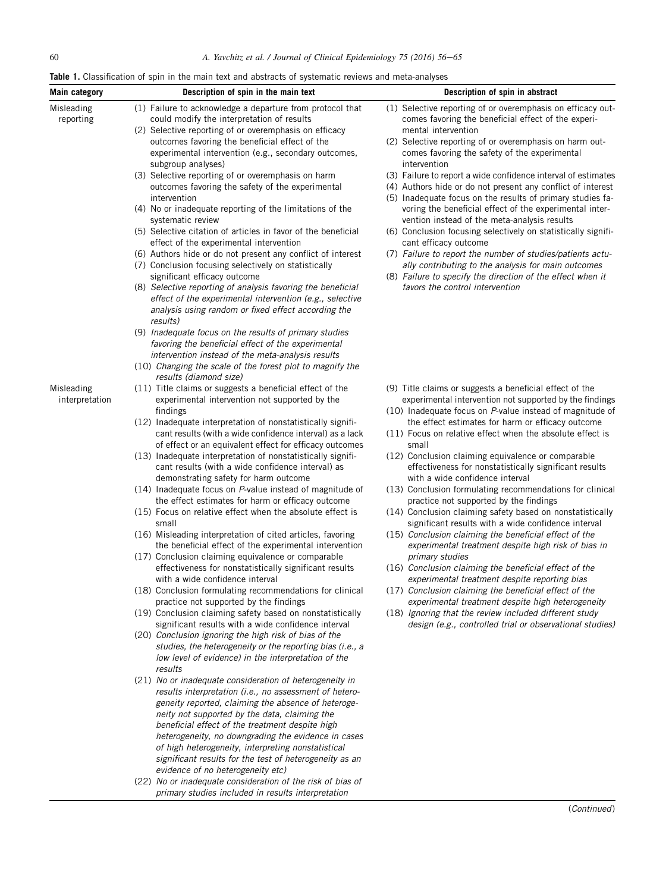**Table 1.** Classification of spin in the main text and abstracts of systematic reviews and meta-analyses

| Main category | Description of spin in the main text | Description of spin in abstract |
|---|---|---|
| Misleading reporting | (1) Failure to acknowledge a departure from protocol that could modify the interpretation of results<br>(2) Selective reporting of or overemphasis on efficacy outcomes favoring the beneficial effect of the experimental intervention (e.g., secondary outcomes, subgroup analyses)<br>(3) Selective reporting of or overemphasis on harm outcomes favoring the safety of the experimental intervention<br>(4) No or inadequate reporting of the limitations of the systematic review<br>(5) Selective citation of articles in favor of the beneficial effect of the experimental intervention<br>(6) Authors hide or do not present any conflict of interest<br>(7) Conclusion focusing selectively on statistically significant efficacy outcome<br>*(8) Selective reporting of analysis favoring the beneficial effect of the experimental intervention (e.g., selective analysis using random or fixed effect according the results)*<br>*(9) Inadequate focus on the results of primary studies favoring the beneficial effect of the experimental intervention instead of the meta-analysis results*<br>*(10) Changing the scale of the forest plot to magnify the results (diamond size)* | (1) Selective reporting of or overemphasis on efficacy outcomes favoring the beneficial effect of the experimental intervention<br>(2) Selective reporting of or overemphasis on harm outcomes favoring the safety of the experimental intervention<br>(3) Failure to report a wide confidence interval of estimates<br>(4) Authors hide or do not present any conflict of interest<br>(5) Inadequate focus on the results of primary studies favoring the beneficial effect of the experimental intervention instead of the meta-analysis results<br>(6) Conclusion focusing selectively on statistically significant efficacy outcome<br>*(7) Failure to report the number of studies/patients actually contributing to the analysis for main outcomes*<br>*(8) Failure to specify the direction of the effect when it favors the control intervention* |
| Misleading interpretation | (11) Title claims or suggests a beneficial effect of the experimental intervention not supported by the findings<br>(12) Inadequate interpretation of nonstatistically significant results (with a wide confidence interval) as a lack of effect or an equivalent effect for efficacy outcomes<br>(13) Inadequate interpretation of nonstatistically significant results (with a wide confidence interval) as demonstrating safety for harm outcome<br>(14) Inadequate focus on *P*-value instead of magnitude of the effect estimates for harm or efficacy outcome<br>(15) Focus on relative effect when the absolute effect is small<br>(16) Misleading interpretation of cited articles, favoring the beneficial effect of the experimental intervention<br>(17) Conclusion claiming equivalence or comparable effectiveness for nonstatistically significant results with a wide confidence interval<br>(18) Conclusion formulating recommendations for clinical practice not supported by the findings<br>(19) Conclusion claiming safety based on nonstatistically significant results with a wide confidence interval<br>*(20) Conclusion ignoring the high risk of bias of the studies, the heterogeneity or the reporting bias (i.e., a low level of evidence) in the interpretation of the results*<br>*(21) No or inadequate consideration of heterogeneity in results interpretation (i.e., no assessment of heterogeneity reported, claiming the absence of heterogeneity not supported by the data, claiming the beneficial effect of the treatment despite high heterogeneity, no downgrading the evidence in cases of high heterogeneity, interpreting nonstatistical significant results for the test of heterogeneity as an evidence of no heterogeneity etc)*<br>*(22) No or inadequate consideration of the risk of bias of primary studies included in results interpretation* | (9) Title claims or suggests a beneficial effect of the experimental intervention not supported by the findings<br>(10) Inadequate focus on *P*-value instead of magnitude of the effect estimates for harm or efficacy outcome<br>(11) Focus on relative effect when the absolute effect is small<br>(12) Conclusion claiming equivalence or comparable effectiveness for nonstatistically significant results with a wide confidence interval<br>(13) Conclusion formulating recommendations for clinical practice not supported by the findings<br>(14) Conclusion claiming safety based on nonstatistically significant results with a wide confidence interval<br>*(15) Conclusion claiming the beneficial effect of the experimental treatment despite high risk of bias in primary studies*<br>*(16) Conclusion claiming the beneficial effect of the experimental treatment despite reporting bias*<br>*(17) Conclusion claiming the beneficial effect of the experimental treatment despite high heterogeneity*<br>*(18) Ignoring that the review included different study design (e.g., controlled trial or observational studies)* |

(*Continued*)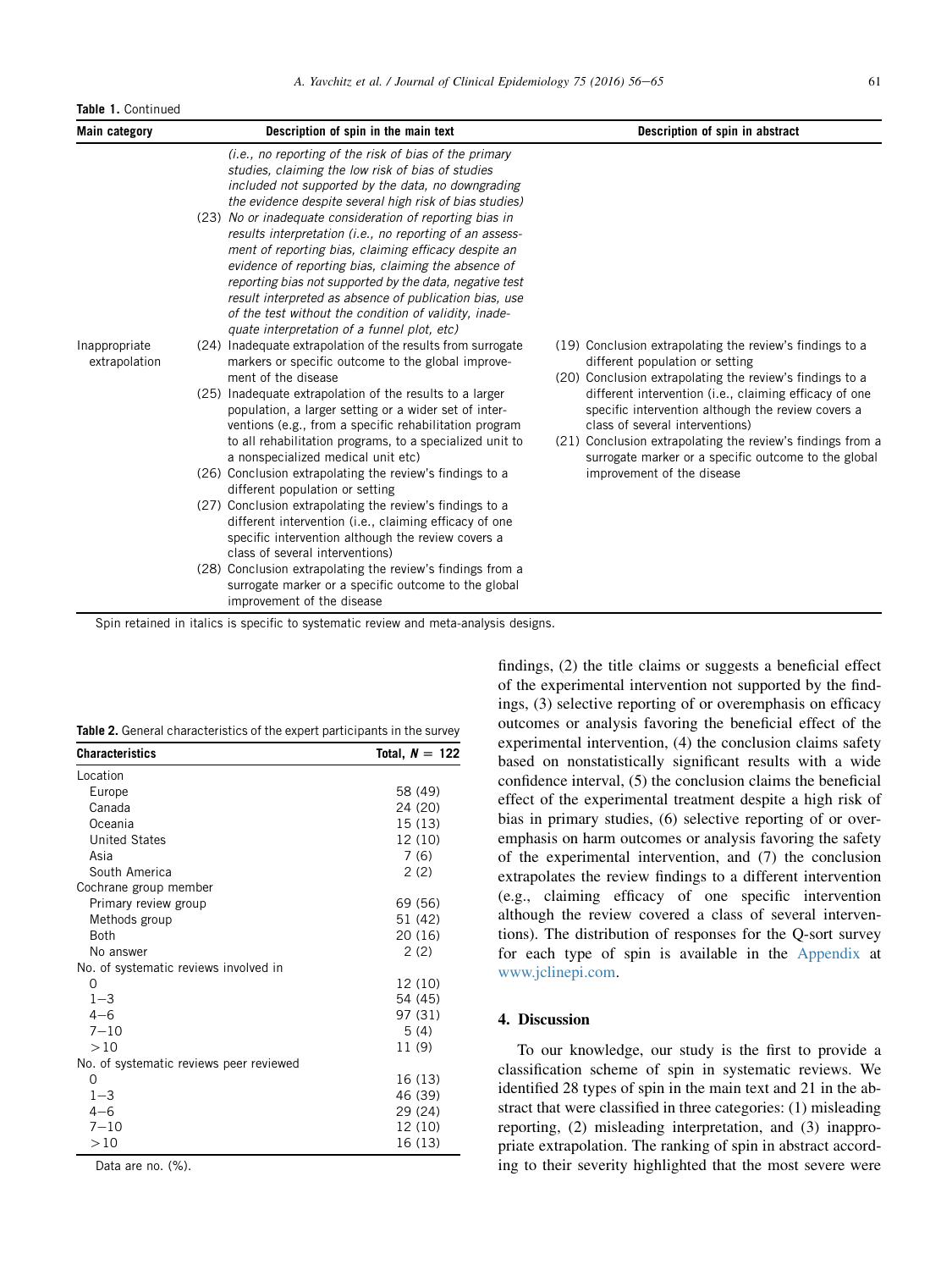**Table 1.** Continued

| Main category | Description of spin in the main text | Description of spin in abstract |
|---|---|---|
| | *(i.e., no reporting of the risk of bias of the primary studies, claiming the low risk of bias of studies included not supported by the data, no downgrading the evidence despite several high risk of bias studies)*<br>(23) *No or inadequate consideration of reporting bias in results interpretation (i.e., no reporting of an assessment of reporting bias, claiming efficacy despite an evidence of reporting bias, claiming the absence of reporting bias not supported by the data, negative test result interpreted as absence of publication bias, use of the test without the condition of validity, inadequate interpretation of a funnel plot, etc)* | |
| Inappropriate extrapolation | (24) Inadequate extrapolation of the results from surrogate markers or specific outcome to the global improvement of the disease<br>(25) Inadequate extrapolation of the results to a larger population, a larger setting or a wider set of interventions (e.g., from a specific rehabilitation program to all rehabilitation programs, to a specialized unit to a nonspecialized medical unit etc)<br>(26) Conclusion extrapolating the review's findings to a different population or setting<br>(27) Conclusion extrapolating the review's findings to a different intervention (i.e., claiming efficacy of one specific intervention although the review covers a class of several interventions)<br>(28) Conclusion extrapolating the review's findings from a surrogate marker or a specific outcome to the global improvement of the disease | (19) Conclusion extrapolating the review's findings to a different population or setting<br>(20) Conclusion extrapolating the review's findings to a different intervention (i.e., claiming efficacy of one specific intervention although the review covers a class of several interventions)<br>(21) Conclusion extrapolating the review's findings from a surrogate marker or a specific outcome to the global improvement of the disease |

Spin retained in italics is specific to systematic review and meta-analysis designs.

**Table 2.** General characteristics of the expert participants in the survey

| Characteristics | Total, $N = 122$ |
|---|---|
| Location | |
| Europe | 58 (49) |
| Canada | 24 (20) |
| Oceania | 15 (13) |
| United States | 12 (10) |
| Asia | 7 (6) |
| South America | 2 (2) |
| Cochrane group member | |
| Primary review group | 69 (56) |
| Methods group | 51 (42) |
| Both | 20 (16) |
| No answer | 2 (2) |
| No. of systematic reviews involved in | |
| 0 | 12 (10) |
| 1−3 | 54 (45) |
| 4−6 | 97 (31) |
| 7−10 | 5 (4) |
| >10 | 11 (9) |
| No. of systematic reviews peer reviewed | |
| 0 | 16 (13) |
| 1−3 | 46 (39) |
| 4−6 | 29 (24) |
| 7−10 | 12 (10) |
| >10 | 16 (13) |

Data are no. (%).

findings, (2) the title claims or suggests a beneficial effect of the experimental intervention not supported by the findings, (3) selective reporting of or overemphasis on efficacy outcomes or analysis favoring the beneficial effect of the experimental intervention, (4) the conclusion claims safety based on nonstatistically significant results with a wide confidence interval, (5) the conclusion claims the beneficial effect of the experimental treatment despite a high risk of bias in primary studies, (6) selective reporting of or overemphasis on harm outcomes or analysis favoring the safety of the experimental intervention, and (7) the conclusion extrapolates the review findings to a different intervention (e.g., claiming efficacy of one specific intervention although the review covered a class of several interventions). The distribution of responses for the Q-sort survey for each type of spin is available in the Appendix at www.jclinepi.com.

## 4. Discussion

To our knowledge, our study is the first to provide a classification scheme of spin in systematic reviews. We identified 28 types of spin in the main text and 21 in the abstract that were classified in three categories: (1) misleading reporting, (2) misleading interpretation, and (3) inappropriate extrapolation. The ranking of spin in abstract according to their severity highlighted that the most severe were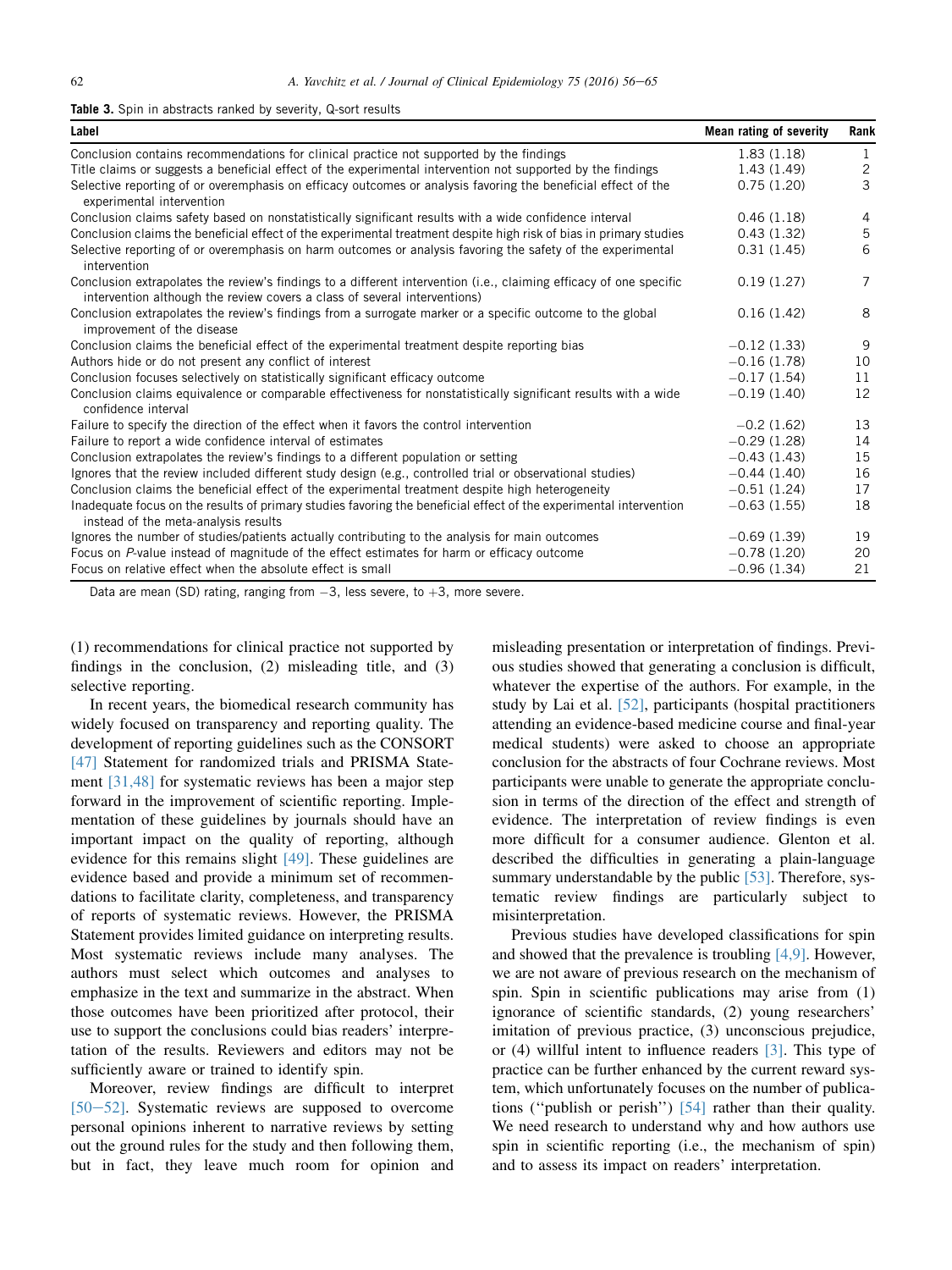**Table 3.** Spin in abstracts ranked by severity, Q-sort results

| Label | Mean rating of severity | Rank |
| --- | --- | --- |
| Conclusion contains recommendations for clinical practice not supported by the findings | 1.83 (1.18) | 1 |
| Title claims or suggests a beneficial effect of the experimental intervention not supported by the findings | 1.43 (1.49) | 2 |
| Selective reporting of or overemphasis on efficacy outcomes or analysis favoring the beneficial effect of the experimental intervention | 0.75 (1.20) | 3 |
| Conclusion claims safety based on nonstatistically significant results with a wide confidence interval | 0.46 (1.18) | 4 |
| Conclusion claims the beneficial effect of the experimental treatment despite high risk of bias in primary studies | 0.43 (1.32) | 5 |
| Selective reporting of or overemphasis on harm outcomes or analysis favoring the safety of the experimental intervention | 0.31 (1.45) | 6 |
| Conclusion extrapolates the review's findings to a different intervention (i.e., claiming efficacy of one specific intervention although the review covers a class of several interventions) | 0.19 (1.27) | 7 |
| Conclusion extrapolates the review's findings from a surrogate marker or a specific outcome to the global improvement of the disease | 0.16 (1.42) | 8 |
| Conclusion claims the beneficial effect of the experimental treatment despite reporting bias | −0.12 (1.33) | 9 |
| Authors hide or do not present any conflict of interest | −0.16 (1.78) | 10 |
| Conclusion focuses selectively on statistically significant efficacy outcome | −0.17 (1.54) | 11 |
| Conclusion claims equivalence or comparable effectiveness for nonstatistically significant results with a wide confidence interval | −0.19 (1.40) | 12 |
| Failure to specify the direction of the effect when it favors the control intervention | −0.2 (1.62) | 13 |
| Failure to report a wide confidence interval of estimates | −0.29 (1.28) | 14 |
| Conclusion extrapolates the review's findings to a different population or setting | −0.43 (1.43) | 15 |
| Ignores that the review included different study design (e.g., controlled trial or observational studies) | −0.44 (1.40) | 16 |
| Conclusion claims the beneficial effect of the experimental treatment despite high heterogeneity | −0.51 (1.24) | 17 |
| Inadequate focus on the results of primary studies favoring the beneficial effect of the experimental intervention instead of the meta-analysis results | −0.63 (1.55) | 18 |
| Ignores the number of studies/patients actually contributing to the analysis for main outcomes | −0.69 (1.39) | 19 |
| Focus on *P*-value instead of magnitude of the effect estimates for harm or efficacy outcome | −0.78 (1.20) | 20 |
| Focus on relative effect when the absolute effect is small | −0.96 (1.34) | 21 |

Data are mean (SD) rating, ranging from −3, less severe, to +3, more severe.

(1) recommendations for clinical practice not supported by findings in the conclusion, (2) misleading title, and (3) selective reporting.

In recent years, the biomedical research community has widely focused on transparency and reporting quality. The development of reporting guidelines such as the CONSORT [47] Statement for randomized trials and PRISMA Statement [31,48] for systematic reviews has been a major step forward in the improvement of scientific reporting. Implementation of these guidelines by journals should have an important impact on the quality of reporting, although evidence for this remains slight [49]. These guidelines are evidence based and provide a minimum set of recommendations to facilitate clarity, completeness, and transparency of reports of systematic reviews. However, the PRISMA Statement provides limited guidance on interpreting results. Most systematic reviews include many analyses. The authors must select which outcomes and analyses to emphasize in the text and summarize in the abstract. When those outcomes have been prioritized after protocol, their use to support the conclusions could bias readers' interpretation of the results. Reviewers and editors may not be sufficiently aware or trained to identify spin.

Moreover, review findings are difficult to interpret [50−52]. Systematic reviews are supposed to overcome personal opinions inherent to narrative reviews by setting out the ground rules for the study and then following them, but in fact, they leave much room for opinion and misleading presentation or interpretation of findings. Previous studies showed that generating a conclusion is difficult, whatever the expertise of the authors. For example, in the study by Lai et al. [52], participants (hospital practitioners attending an evidence-based medicine course and final-year medical students) were asked to choose an appropriate conclusion for the abstracts of four Cochrane reviews. Most participants were unable to generate the appropriate conclusion in terms of the direction of the effect and strength of evidence. The interpretation of review findings is even more difficult for a consumer audience. Glenton et al. described the difficulties in generating a plain-language summary understandable by the public [53]. Therefore, systematic review findings are particularly subject to misinterpretation.

Previous studies have developed classifications for spin and showed that the prevalence is troubling [4,9]. However, we are not aware of previous research on the mechanism of spin. Spin in scientific publications may arise from (1) ignorance of scientific standards, (2) young researchers' imitation of previous practice, (3) unconscious prejudice, or (4) willful intent to influence readers [3]. This type of practice can be further enhanced by the current reward system, which unfortunately focuses on the number of publications ("publish or perish") [54] rather than their quality. We need research to understand why and how authors use spin in scientific reporting (i.e., the mechanism of spin) and to assess its impact on readers' interpretation.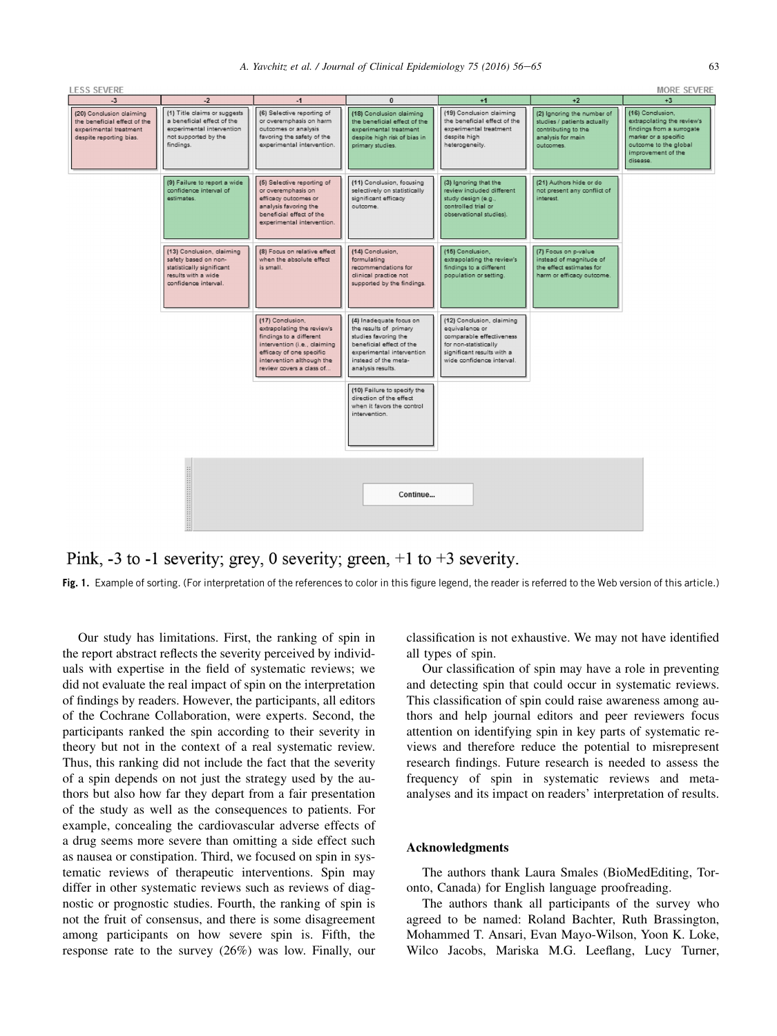LESS SEVERE — MORE SEVERE

| -3 | -2 | -1 | 0 | +1 | +2 | +3 |
|---|---|---|---|---|---|---|
| (20) Conclusion claiming the beneficial effect of the experimental treatment despite reporting bias. | (1) Title claims or suggests a beneficial effect of the experimental intervention not supported by the findings. | (6) Selective reporting of or overemphasis on harm outcomes or analysis favoring the safety of the experimental intervention. | (18) Conclusion claiming the beneficial effect of the experimental treatment despite high risk of bias in primary studies. | (19) Conclusion claiming the beneficial effect of the experimental treatment despite high heterogeneity. | (2) Ignoring the number of studies / patients actually contributing to the analysis for main outcomes. | (16) Conclusion, extrapolating the review's findings from a surrogate marker or a specific outcome to the global improvement of the disease. |
| | (9) Failure to report a wide confidence interval of estimates. | (5) Selective reporting of or overemphasis on efficacy outcomes or analysis favoring the beneficial effect of the experimental intervention. | (11) Conclusion, focusing selectively on statistically significant efficacy outcome. | (3) Ignoring that the review included different study design (e.g., controlled trial or observational studies). | (21) Authors hide or do not present any conflict of interest. | |
| | (13) Conclusion, claiming safety based on non-statistically significant results with a wide confidence interval. | (8) Focus on relative effect when the absolute effect is small. | (14) Conclusion, formulating recommendations for clinical practice not supported by the findings. | (15) Conclusion, extrapolating the review's findings to a different population or setting. | (7) Focus on p-value instead of magnitude of the effect estimates for harm or efficacy outcome. | |
| | | (17) Conclusion, extrapolating the review's findings to a different intervention (i.e., claiming efficacy of one specific intervention although the review covers a class of... | (4) Inadequate focus on the results of primary studies favoring the beneficial effect of the experimental intervention instead of the meta-analysis results. | (12) Conclusion, claiming equivalence or comparable effectiveness for non-statistically significant results with a wide confidence interval. | | |
| | | | (10) Failure to specify the direction of the effect when it favors the control intervention. | | | |

Continue...

Pink, -3 to -1 severity; grey, 0 severity; green, +1 to +3 severity.

**Fig. 1.** Example of sorting. (For interpretation of the references to color in this figure legend, the reader is referred to the Web version of this article.)

Our study has limitations. First, the ranking of spin in the report abstract reflects the severity perceived by individuals with expertise in the field of systematic reviews; we did not evaluate the real impact of spin on the interpretation of findings by readers. However, the participants, all editors of the Cochrane Collaboration, were experts. Second, the participants ranked the spin according to their severity in theory but not in the context of a real systematic review. Thus, this ranking did not include the fact that the severity of a spin depends on not just the strategy used by the authors but also how far they depart from a fair presentation of the study as well as the consequences to patients. For example, concealing the cardiovascular adverse effects of a drug seems more severe than omitting a side effect such as nausea or constipation. Third, we focused on spin in systematic reviews of therapeutic interventions. Spin may differ in other systematic reviews such as reviews of diagnostic or prognostic studies. Fourth, the ranking of spin is not the fruit of consensus, and there is some disagreement among participants on how severe spin is. Fifth, the response rate to the survey (26%) was low. Finally, our classification is not exhaustive. We may not have identified all types of spin.

Our classification of spin may have a role in preventing and detecting spin that could occur in systematic reviews. This classification of spin could raise awareness among authors and help journal editors and peer reviewers focus attention on identifying spin in key parts of systematic reviews and therefore reduce the potential to misrepresent research findings. Future research is needed to assess the frequency of spin in systematic reviews and meta-analyses and its impact on readers' interpretation of results.

## Acknowledgments

The authors thank Laura Smales (BioMedEditing, Toronto, Canada) for English language proofreading.

The authors thank all participants of the survey who agreed to be named: Roland Bachter, Ruth Brassington, Mohammed T. Ansari, Evan Mayo-Wilson, Yoon K. Loke, Wilco Jacobs, Mariska M.G. Leeflang, Lucy Turner,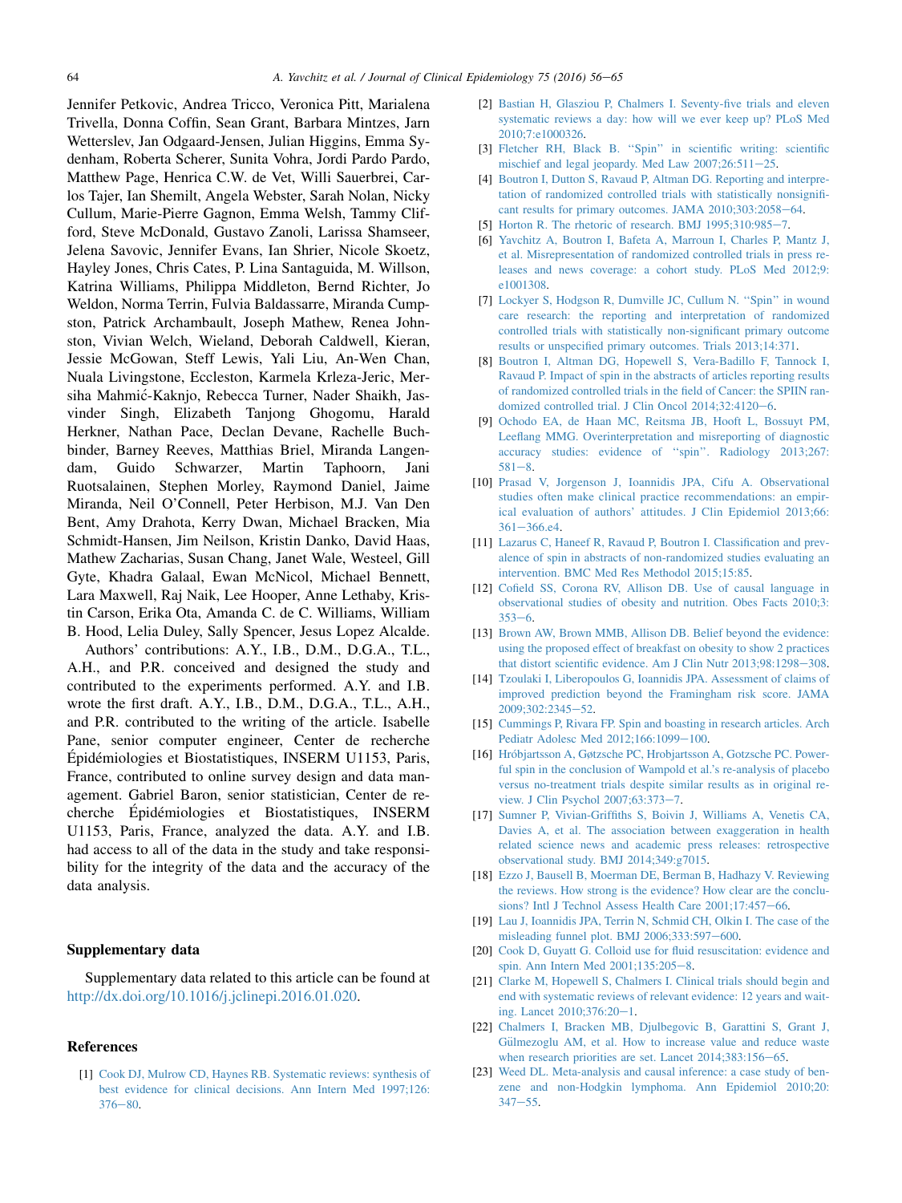Jennifer Petkovic, Andrea Tricco, Veronica Pitt, Marialena Trivella, Donna Coffin, Sean Grant, Barbara Mintzes, Jarn Wetterslev, Jan Odgaard-Jensen, Julian Higgins, Emma Sydenham, Roberta Scherer, Sunita Vohra, Jordi Pardo Pardo, Matthew Page, Henrica C.W. de Vet, Willi Sauerbrei, Carlos Tajer, Ian Shemilt, Angela Webster, Sarah Nolan, Nicky Cullum, Marie-Pierre Gagnon, Emma Welsh, Tammy Clifford, Steve McDonald, Gustavo Zanoli, Larissa Shamseer, Jelena Savovic, Jennifer Evans, Ian Shrier, Nicole Skoetz, Hayley Jones, Chris Cates, P. Lina Santaguida, M. Willson, Katrina Williams, Philippa Middleton, Bernd Richter, Jo Weldon, Norma Terrin, Fulvia Baldassarre, Miranda Cumpston, Patrick Archambault, Joseph Mathew, Renea Johnston, Vivian Welch, Wieland, Deborah Caldwell, Kieran, Jessie McGowan, Steff Lewis, Yali Liu, An-Wen Chan, Nuala Livingstone, Eccleston, Karmela Krleza-Jeric, Mersiha Mahmić-Kaknjo, Rebecca Turner, Nader Shaikh, Jasvinder Singh, Elizabeth Tanjong Ghogomu, Harald Herkner, Nathan Pace, Declan Devane, Rachelle Buchbinder, Barney Reeves, Matthias Briel, Miranda Langendam, Guido Schwarzer, Martin Taphoorn, Jani Ruotsalainen, Stephen Morley, Raymond Daniel, Jaime Miranda, Neil O'Connell, Peter Herbison, M.J. Van Den Bent, Amy Drahota, Kerry Dwan, Michael Bracken, Mia Schmidt-Hansen, Jim Neilson, Kristin Danko, David Haas, Mathew Zacharias, Susan Chang, Janet Wale, Westeel, Gill Gyte, Khadra Galaal, Ewan McNicol, Michael Bennett, Lara Maxwell, Raj Naik, Lee Hooper, Anne Lethaby, Kristin Carson, Erika Ota, Amanda C. de C. Williams, William B. Hood, Lelia Duley, Sally Spencer, Jesus Lopez Alcalde.

Authors' contributions: A.Y., I.B., D.M., D.G.A., T.L., A.H., and P.R. conceived and designed the study and contributed to the experiments performed. A.Y. and I.B. wrote the first draft. A.Y., I.B., D.M., D.G.A., T.L., A.H., and P.R. contributed to the writing of the article. Isabelle Pane, senior computer engineer, Center de recherche Épidémiologies et Biostatistiques, INSERM U1153, Paris, France, contributed to online survey design and data management. Gabriel Baron, senior statistician, Center de recherche Épidémiologies et Biostatistiques, INSERM U1153, Paris, France, analyzed the data. A.Y. and I.B. had access to all of the data in the study and take responsibility for the integrity of the data and the accuracy of the data analysis.

## Supplementary data

Supplementary data related to this article can be found at http://dx.doi.org/10.1016/j.jclinepi.2016.01.020.

## References

[1] Cook DJ, Mulrow CD, Haynes RB. Systematic reviews: synthesis of best evidence for clinical decisions. Ann Intern Med 1997;126:376–80.

[2] Bastian H, Glasziou P, Chalmers I. Seventy-five trials and eleven systematic reviews a day: how will we ever keep up? PLoS Med 2010;7:e1000326.

[3] Fletcher RH, Black B. "Spin" in scientific writing: scientific mischief and legal jeopardy. Med Law 2007;26:511–25.

[4] Boutron I, Dutton S, Ravaud P, Altman DG. Reporting and interpretation of randomized controlled trials with statistically nonsignificant results for primary outcomes. JAMA 2010;303:2058–64.

[5] Horton R. The rhetoric of research. BMJ 1995;310:985–7.

[6] Yavchitz A, Boutron I, Bafeta A, Marroun I, Charles P, Mantz J, et al. Misrepresentation of randomized controlled trials in press releases and news coverage: a cohort study. PLoS Med 2012;9:e1001308.

[7] Lockyer S, Hodgson R, Dumville JC, Cullum N. "Spin" in wound care research: the reporting and interpretation of randomized controlled trials with statistically non-significant primary outcome results or unspecified primary outcomes. Trials 2013;14:371.

[8] Boutron I, Altman DG, Hopewell S, Vera-Badillo F, Tannock I, Ravaud P. Impact of spin in the abstracts of articles reporting results of randomized controlled trials in the field of Cancer: the SPIIN randomized controlled trial. J Clin Oncol 2014;32:4120–6.

[9] Ochodo EA, de Haan MC, Reitsma JB, Hooft L, Bossuyt PM, Leeflang MMG. Overinterpretation and misreporting of diagnostic accuracy studies: evidence of "spin". Radiology 2013;267:581–8.

[10] Prasad V, Jorgenson J, Ioannidis JPA, Cifu A. Observational studies often make clinical practice recommendations: an empirical evaluation of authors' attitudes. J Clin Epidemiol 2013;66:361–366.e4.

[11] Lazarus C, Haneef R, Ravaud P, Boutron I. Classification and prevalence of spin in abstracts of non-randomized studies evaluating an intervention. BMC Med Res Methodol 2015;15:85.

[12] Cofield SS, Corona RV, Allison DB. Use of causal language in observational studies of obesity and nutrition. Obes Facts 2010;3:353–6.

[13] Brown AW, Brown MMB, Allison DB. Belief beyond the evidence: using the proposed effect of breakfast on obesity to show 2 practices that distort scientific evidence. Am J Clin Nutr 2013;98:1298–308.

[14] Tzoulaki I, Liberopoulos G, Ioannidis JPA. Assessment of claims of improved prediction beyond the Framingham risk score. JAMA 2009;302:2345–52.

[15] Cummings P, Rivara FP. Spin and boasting in research articles. Arch Pediatr Adolesc Med 2012;166:1099–100.

[16] Hróbjartsson A, Gøtzsche PC, Hrobjartsson A, Gotzsche PC. Powerful spin in the conclusion of Wampold et al.'s re-analysis of placebo versus no-treatment trials despite similar results as in original review. J Clin Psychol 2007;63:373–7.

[17] Sumner P, Vivian-Griffiths S, Boivin J, Williams A, Venetis CA, Davies A, et al. The association between exaggeration in health related science news and academic press releases: retrospective observational study. BMJ 2014;349:g7015.

[18] Ezzo J, Bausell B, Moerman DE, Berman B, Hadhazy V. Reviewing the reviews. How strong is the evidence? How clear are the conclusions? Intl J Technol Assess Health Care 2001;17:457–66.

[19] Lau J, Ioannidis JPA, Terrin N, Schmid CH, Olkin I. The case of the misleading funnel plot. BMJ 2006;333:597–600.

[20] Cook D, Guyatt G. Colloid use for fluid resuscitation: evidence and spin. Ann Intern Med 2001;135:205–8.

[21] Clarke M, Hopewell S, Chalmers I. Clinical trials should begin and end with systematic reviews of relevant evidence: 12 years and waiting. Lancet 2010;376:20–1.

[22] Chalmers I, Bracken MB, Djulbegovic B, Garattini S, Grant J, Gülmezoglu AM, et al. How to increase value and reduce waste when research priorities are set. Lancet 2014;383:156–65.

[23] Weed DL. Meta-analysis and causal inference: a case study of benzene and non-Hodgkin lymphoma. Ann Epidemiol 2010;20:347–55.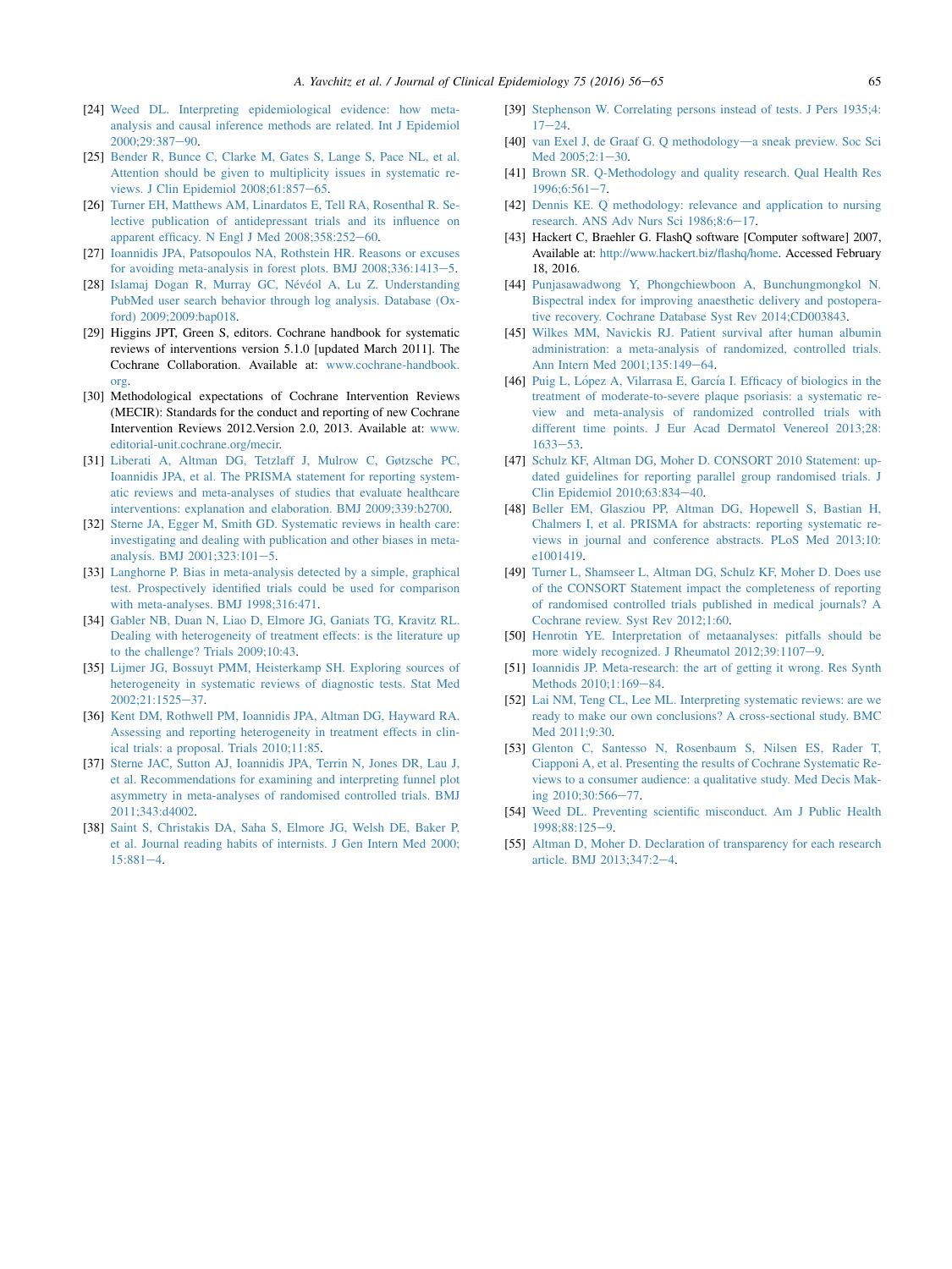[24] Weed DL. Interpreting epidemiological evidence: how meta-analysis and causal inference methods are related. Int J Epidemiol 2000;29:387–90.

[25] Bender R, Bunce C, Clarke M, Gates S, Lange S, Pace NL, et al. Attention should be given to multiplicity issues in systematic reviews. J Clin Epidemiol 2008;61:857–65.

[26] Turner EH, Matthews AM, Linardatos E, Tell RA, Rosenthal R. Selective publication of antidepressant trials and its influence on apparent efficacy. N Engl J Med 2008;358:252–60.

[27] Ioannidis JPA, Patsopoulos NA, Rothstein HR. Reasons or excuses for avoiding meta-analysis in forest plots. BMJ 2008;336:1413–5.

[28] Islamaj Dogan R, Murray GC, Névéol A, Lu Z. Understanding PubMed user search behavior through log analysis. Database (Oxford) 2009;2009:bap018.

[29] Higgins JPT, Green S, editors. Cochrane handbook for systematic reviews of interventions version 5.1.0 [updated March 2011]. The Cochrane Collaboration. Available at: www.cochrane-handbook.org.

[30] Methodological expectations of Cochrane Intervention Reviews (MECIR): Standards for the conduct and reporting of new Cochrane Intervention Reviews 2012.Version 2.0, 2013. Available at: www.editorial-unit.cochrane.org/mecir.

[31] Liberati A, Altman DG, Tetzlaff J, Mulrow C, Gøtzsche PC, Ioannidis JPA, et al. The PRISMA statement for reporting systematic reviews and meta-analyses of studies that evaluate healthcare interventions: explanation and elaboration. BMJ 2009;339:b2700.

[32] Sterne JA, Egger M, Smith GD. Systematic reviews in health care: investigating and dealing with publication and other biases in meta-analysis. BMJ 2001;323:101–5.

[33] Langhorne P. Bias in meta-analysis detected by a simple, graphical test. Prospectively identified trials could be used for comparison with meta-analyses. BMJ 1998;316:471.

[34] Gabler NB, Duan N, Liao D, Elmore JG, Ganiats TG, Kravitz RL. Dealing with heterogeneity of treatment effects: is the literature up to the challenge? Trials 2009;10:43.

[35] Lijmer JG, Bossuyt PMM, Heisterkamp SH. Exploring sources of heterogeneity in systematic reviews of diagnostic tests. Stat Med 2002;21:1525–37.

[36] Kent DM, Rothwell PM, Ioannidis JPA, Altman DG, Hayward RA. Assessing and reporting heterogeneity in treatment effects in clinical trials: a proposal. Trials 2010;11:85.

[37] Sterne JAC, Sutton AJ, Ioannidis JPA, Terrin N, Jones DR, Lau J, et al. Recommendations for examining and interpreting funnel plot asymmetry in meta-analyses of randomised controlled trials. BMJ 2011;343:d4002.

[38] Saint S, Christakis DA, Saha S, Elmore JG, Welsh DE, Baker P, et al. Journal reading habits of internists. J Gen Intern Med 2000;15:881–4.

[39] Stephenson W. Correlating persons instead of tests. J Pers 1935;4:17–24.

[40] van Exel J, de Graaf G. Q methodology—a sneak preview. Soc Sci Med 2005;2:1–30.

[41] Brown SR. Q-Methodology and quality research. Qual Health Res 1996;6:561–7.

[42] Dennis KE. Q methodology: relevance and application to nursing research. ANS Adv Nurs Sci 1986;8:6–17.

[43] Hackert C, Braehler G. FlashQ software [Computer software] 2007, Available at: http://www.hackert.biz/flashq/home. Accessed February 18, 2016.

[44] Punjasawadwong Y, Phongchiewboon A, Bunchungmongkol N. Bispectral index for improving anaesthetic delivery and postoperative recovery. Cochrane Database Syst Rev 2014;CD003843.

[45] Wilkes MM, Navickis RJ. Patient survival after human albumin administration: a meta-analysis of randomized, controlled trials. Ann Intern Med 2001;135:149–64.

[46] Puig L, López A, Vilarrasa E, García I. Efficacy of biologics in the treatment of moderate-to-severe plaque psoriasis: a systematic review and meta-analysis of randomized controlled trials with different time points. J Eur Acad Dermatol Venereol 2013;28:1633–53.

[47] Schulz KF, Altman DG, Moher D. CONSORT 2010 Statement: updated guidelines for reporting parallel group randomised trials. J Clin Epidemiol 2010;63:834–40.

[48] Beller EM, Glasziou PP, Altman DG, Hopewell S, Bastian H, Chalmers I, et al. PRISMA for abstracts: reporting systematic reviews in journal and conference abstracts. PLoS Med 2013;10:e1001419.

[49] Turner L, Shamseer L, Altman DG, Schulz KF, Moher D. Does use of the CONSORT Statement impact the completeness of reporting of randomised controlled trials published in medical journals? A Cochrane review. Syst Rev 2012;1:60.

[50] Henrotin YE. Interpretation of metaanalyses: pitfalls should be more widely recognized. J Rheumatol 2012;39:1107–9.

[51] Ioannidis JP. Meta-research: the art of getting it wrong. Res Synth Methods 2010;1:169–84.

[52] Lai NM, Teng CL, Lee ML. Interpreting systematic reviews: are we ready to make our own conclusions? A cross-sectional study. BMC Med 2011;9:30.

[53] Glenton C, Santesso N, Rosenbaum S, Nilsen ES, Rader T, Ciapponi A, et al. Presenting the results of Cochrane Systematic Reviews to a consumer audience: a qualitative study. Med Decis Making 2010;30:566–77.

[54] Weed DL. Preventing scientific misconduct. Am J Public Health 1998;88:125–9.

[55] Altman D, Moher D. Declaration of transparency for each research article. BMJ 2013;347:2–4.